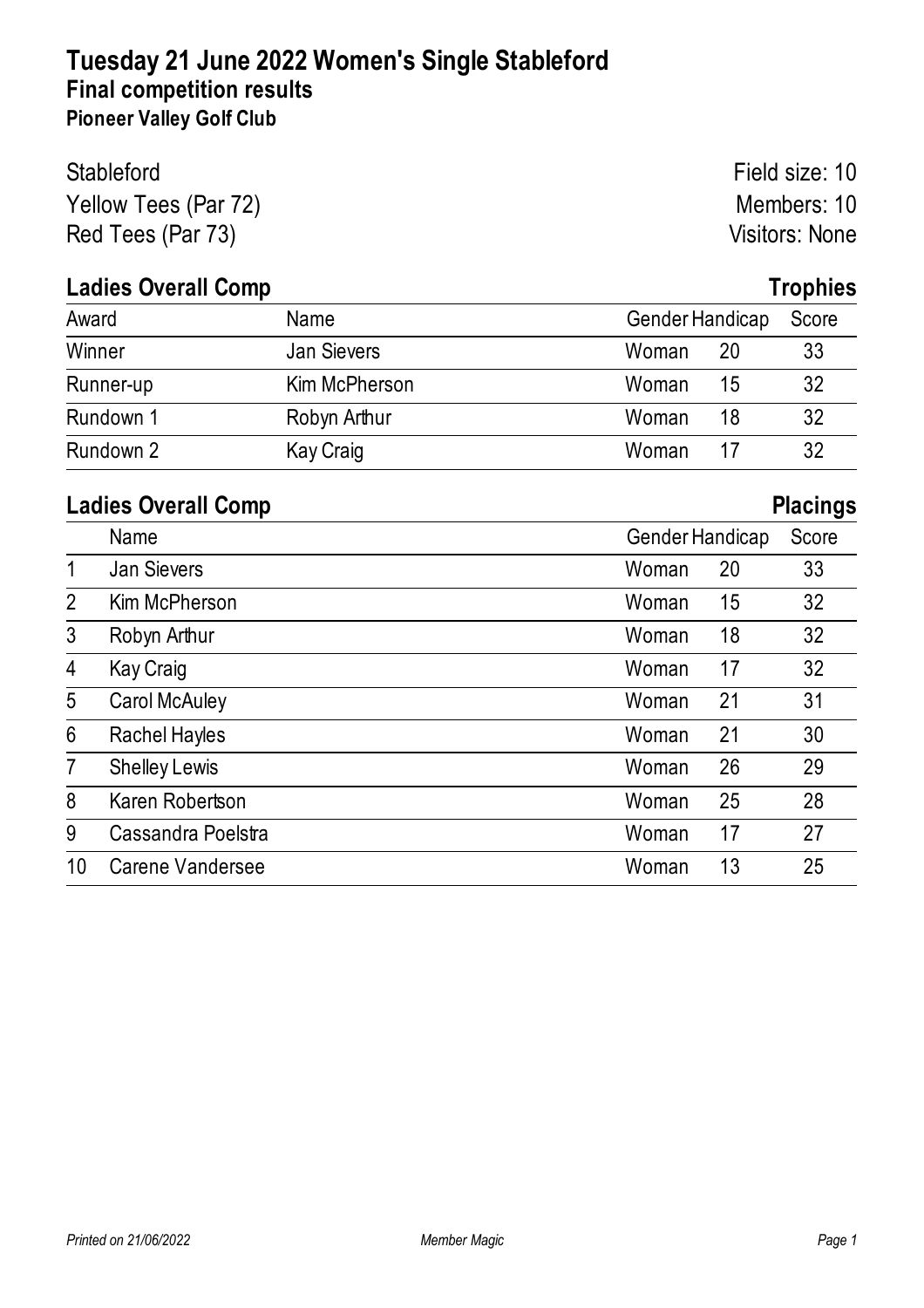# Tuesday 21 June 2022 Women's Single Stableford

## Final competition results

### Pioneer Valley Golf Club

Stableford
Yellow Tees (Par 72)
Red Tees (Par 73)

Field size: 10
Members: 10
Visitors: None

## Ladies Overall Comp — Trophies

| Award | Name | Gender | Handicap | Score |
|---|---|---|---|---|
| Winner | Jan Sievers | Woman | 20 | 33 |
| Runner-up | Kim McPherson | Woman | 15 | 32 |
| Rundown 1 | Robyn Arthur | Woman | 18 | 32 |
| Rundown 2 | Kay Craig | Woman | 17 | 32 |

## Ladies Overall Comp — Placings

| | Name | Gender | Handicap | Score |
|---|---|---|---|---|
| 1 | Jan Sievers | Woman | 20 | 33 |
| 2 | Kim McPherson | Woman | 15 | 32 |
| 3 | Robyn Arthur | Woman | 18 | 32 |
| 4 | Kay Craig | Woman | 17 | 32 |
| 5 | Carol McAuley | Woman | 21 | 31 |
| 6 | Rachel Hayles | Woman | 21 | 30 |
| 7 | Shelley Lewis | Woman | 26 | 29 |
| 8 | Karen Robertson | Woman | 25 | 28 |
| 9 | Cassandra Poelstra | Woman | 17 | 27 |
| 10 | Carene Vandersee | Woman | 13 | 25 |

*Printed on 21/06/2022* *Member Magic*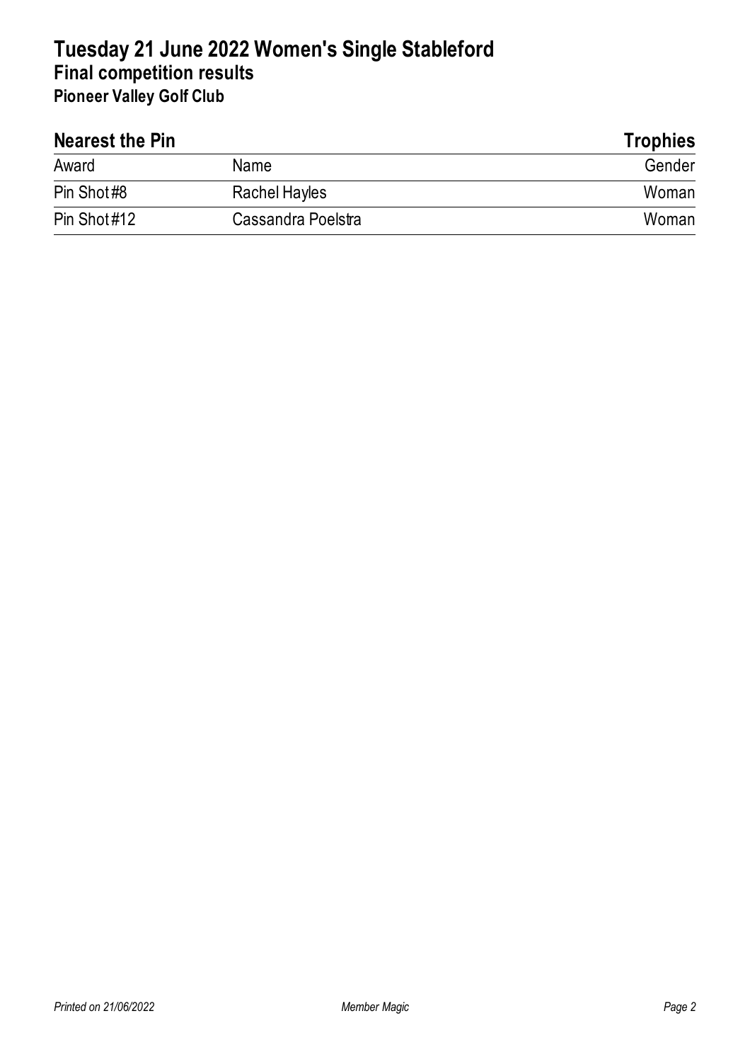# Tuesday 21 June 2022 Women's Single Stableford

## Final competition results

### Pioneer Valley Golf Club

## Nearest the Pin

**Trophies**

| Award | Name | Gender |
|---|---|---|
| Pin Shot #8 | Rachel Hayles | Woman |
| Pin Shot #12 | Cassandra Poelstra | Woman |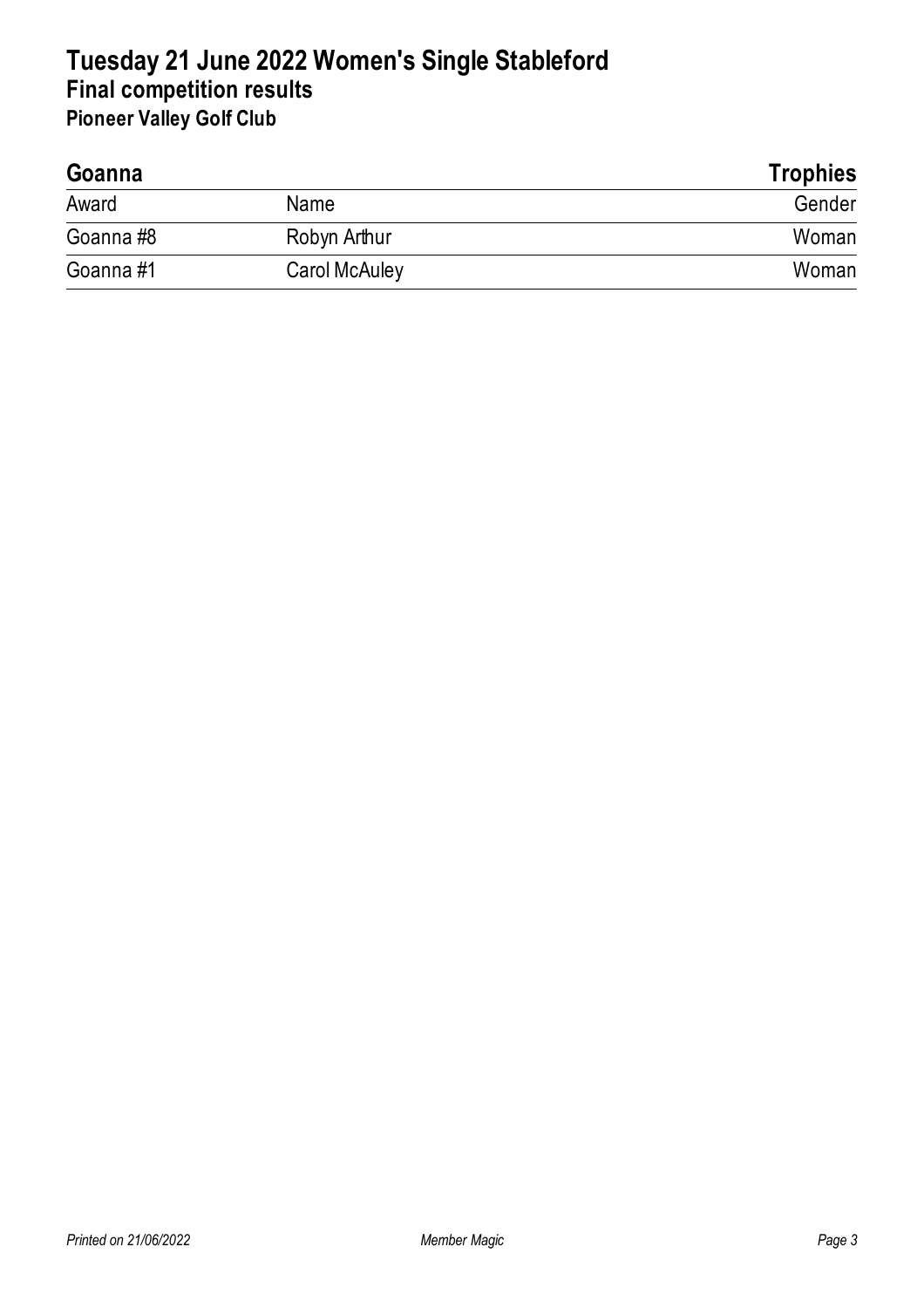# Tuesday 21 June 2022 Women's Single Stableford
## Final competition results
### Pioneer Valley Golf Club

**Goanna** | **Trophies**

| Award | Name | Gender |
|---|---|---|
| Goanna #8 | Robyn Arthur | Woman |
| Goanna #1 | Carol McAuley | Woman |

*Printed on 21/06/2022* *Member Magic*